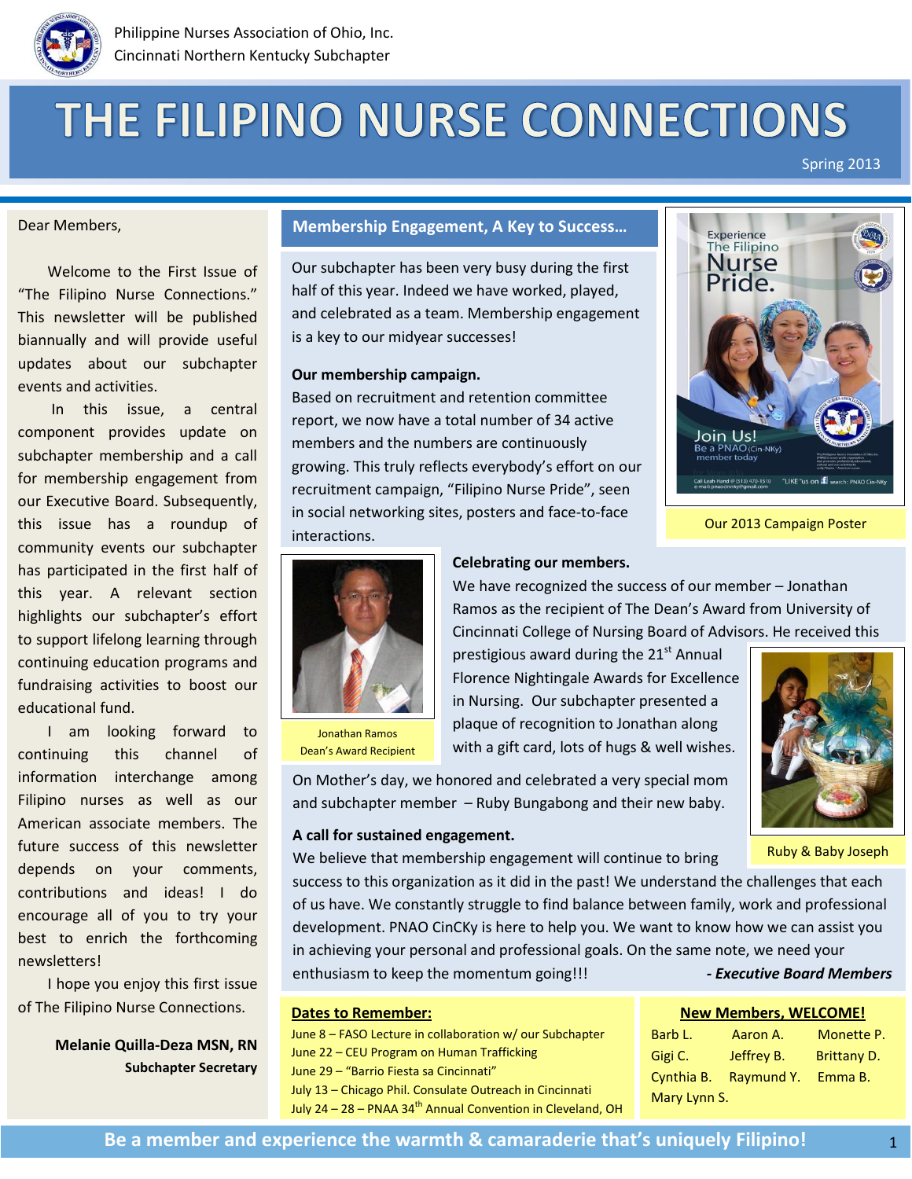Philippine Nurses Association of Ohio, Inc.
Cincinnati Northern Kentucky Subchapter

# THE FILIPINO NURSE CONNECTIONS

Spring 2013

Dear Members,

Welcome to the First Issue of "The Filipino Nurse Connections." This newsletter will be published biannually and will provide useful updates about our subchapter events and activities.

In this issue, a central component provides update on subchapter membership and a call for membership engagement from our Executive Board. Subsequently, this issue has a roundup of community events our subchapter has participated in the first half of this year. A relevant section highlights our subchapter's effort to support lifelong learning through continuing education programs and fundraising activities to boost our educational fund.

I am looking forward to continuing this channel of information interchange among Filipino nurses as well as our American associate members. The future success of this newsletter depends on your comments, contributions and ideas! I do encourage all of you to try your best to enrich the forthcoming newsletters!

I hope you enjoy this first issue of The Filipino Nurse Connections.

**Melanie Quilla-Deza MSN, RN**
**Subchapter Secretary**

## Membership Engagement, A Key to Success…

Our subchapter has been very busy during the first half of this year. Indeed we have worked, played, and celebrated as a team. Membership engagement is a key to our midyear successes!

**Our membership campaign.**
Based on recruitment and retention committee report, we now have a total number of 34 active members and the numbers are continuously growing. This truly reflects everybody's effort on our recruitment campaign, "Filipino Nurse Pride", seen in social networking sites, posters and face-to-face interactions.

Our 2013 Campaign Poster

**Celebrating our members.**
We have recognized the success of our member – Jonathan Ramos as the recipient of The Dean's Award from University of Cincinnati College of Nursing Board of Advisors. He received this prestigious award during the 21st Annual Florence Nightingale Awards for Excellence in Nursing. Our subchapter presented a plaque of recognition to Jonathan along with a gift card, lots of hugs & well wishes.

Jonathan Ramos
Dean's Award Recipient

On Mother's day, we honored and celebrated a very special mom and subchapter member – Ruby Bungabong and their new baby.

Ruby & Baby Joseph

**A call for sustained engagement.**
We believe that membership engagement will continue to bring success to this organization as it did in the past! We understand the challenges that each of us have. We constantly struggle to find balance between family, work and professional development. PNAO CinCKy is here to help you. We want to know how we can assist you in achieving your personal and professional goals. On the same note, we need your enthusiasm to keep the momentum going!!!

***- Executive Board Members***

**Dates to Remember:**

- June 8 – FASO Lecture in collaboration w/ our Subchapter
- June 22 – CEU Program on Human Trafficking
- June 29 – "Barrio Fiesta sa Cincinnati"
- July 13 – Chicago Phil. Consulate Outreach in Cincinnati
- July 24 – 28 – PNAA 34th Annual Convention in Cleveland, OH

**New Members, WELCOME!**

| | | |
|---|---|---|
| Barb L. | Aaron A. | Monette P. |
| Gigi C. | Jeffrey B. | Brittany D. |
| Cynthia B. | Raymund Y. | Emma B. |
| Mary Lynn S. | | |

**Be a member and experience the warmth & camaraderie that's uniquely Filipino!**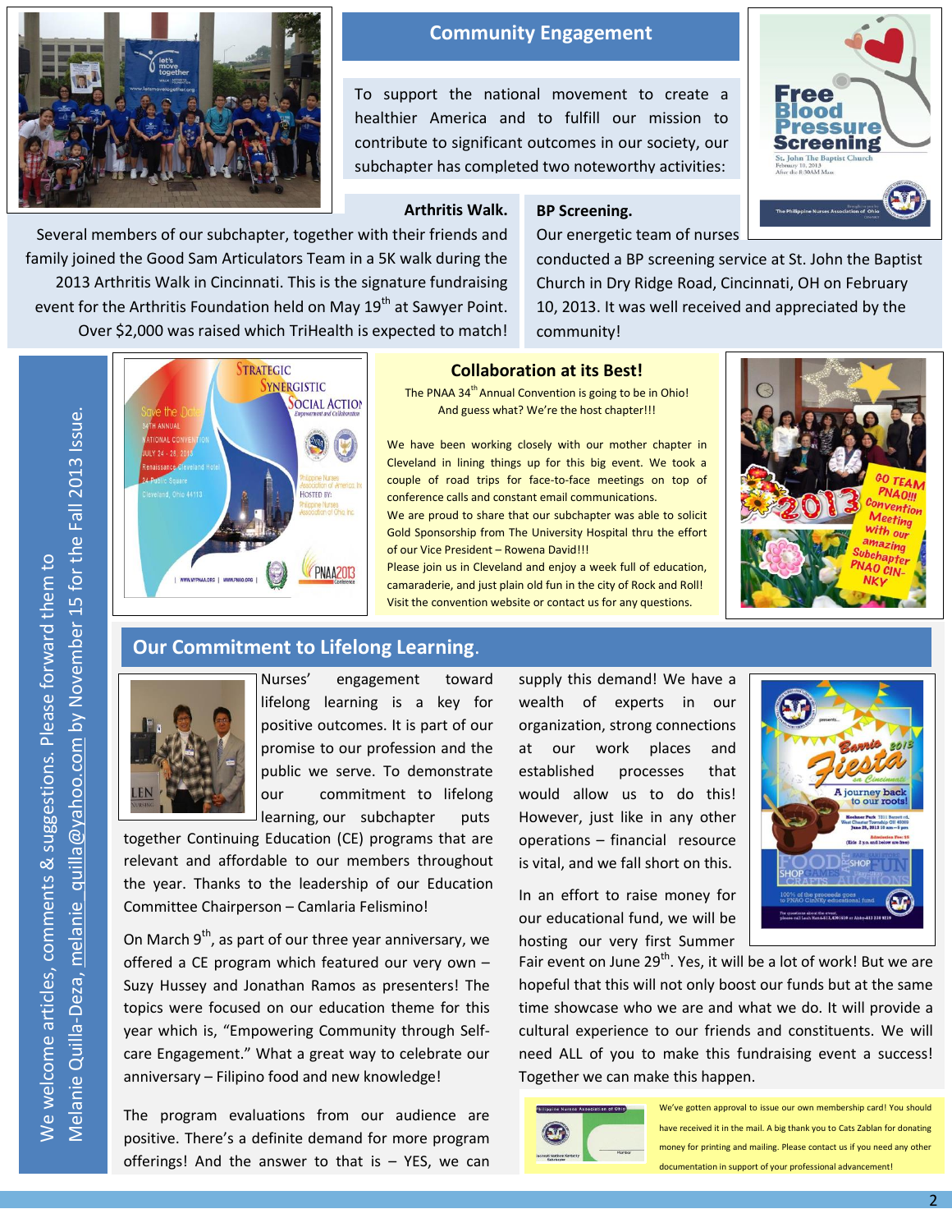## Community Engagement

To support the national movement to create a healthier America and to fulfill our mission to contribute to significant outcomes in our society, our subchapter has completed two noteworthy activities:

**Arthritis Walk.** Several members of our subchapter, together with their friends and family joined the Good Sam Articulators Team in a 5K walk during the 2013 Arthritis Walk in Cincinnati. This is the signature fundraising event for the Arthritis Foundation held on May 19th at Sawyer Point. Over $2,000 was raised which TriHealth is expected to match!

**BP Screening.** Our energetic team of nurses conducted a BP screening service at St. John the Baptist Church in Dry Ridge Road, Cincinnati, OH on February 10, 2013. It was well received and appreciated by the community!

### Collaboration at its Best!

The PNAA 34th Annual Convention is going to be in Ohio! And guess what? We're the host chapter!!!

We have been working closely with our mother chapter in Cleveland in lining things up for this big event. We took a couple of road trips for face-to-face meetings on top of conference calls and constant email communications.

We are proud to share that our subchapter was able to solicit Gold Sponsorship from The University Hospital thru the effort of our Vice President – Rowena David!!!

Please join us in Cleveland and enjoy a week full of education, camaraderie, and just plain old fun in the city of Rock and Roll! Visit the convention website or contact us for any questions.

## Our Commitment to Lifelong Learning.

Nurses' engagement toward lifelong learning is a key for positive outcomes. It is part of our promise to our profession and the public we serve. To demonstrate our commitment to lifelong learning, our subchapter puts together Continuing Education (CE) programs that are relevant and affordable to our members throughout the year. Thanks to the leadership of our Education Committee Chairperson – Camlaria Felismino!

On March 9th, as part of our three year anniversary, we offered a CE program which featured our very own – Suzy Hussey and Jonathan Ramos as presenters! The topics were focused on our education theme for this year which is, "Empowering Community through Self-care Engagement." What a great way to celebrate our anniversary – Filipino food and new knowledge!

The program evaluations from our audience are positive. There's a definite demand for more program offerings! And the answer to that is – YES, we can supply this demand! We have a wealth of experts in our organization, strong connections at our work places and established processes that would allow us to do this! However, just like in any other operations – financial resource is vital, and we fall short on this.

In an effort to raise money for our educational fund, we will be hosting our very first Summer Fair event on June 29th. Yes, it will be a lot of work! But we are hopeful that this will not only boost our funds but at the same time showcase who we are and what we do. It will provide a cultural experience to our friends and constituents. We will need ALL of you to make this fundraising event a success! Together we can make this happen.

We've gotten approval to issue our own membership card! You should have received it in the mail. A big thank you to Cats Zablan for donating money for printing and mailing. Please contact us if you need any other documentation in support of your professional advancement!

We welcome articles, comments & suggestions. Please forward them to Melanie Quilla-Deza, melanie_quilla@yahoo.com by November 15 for the Fall 2013 Issue.